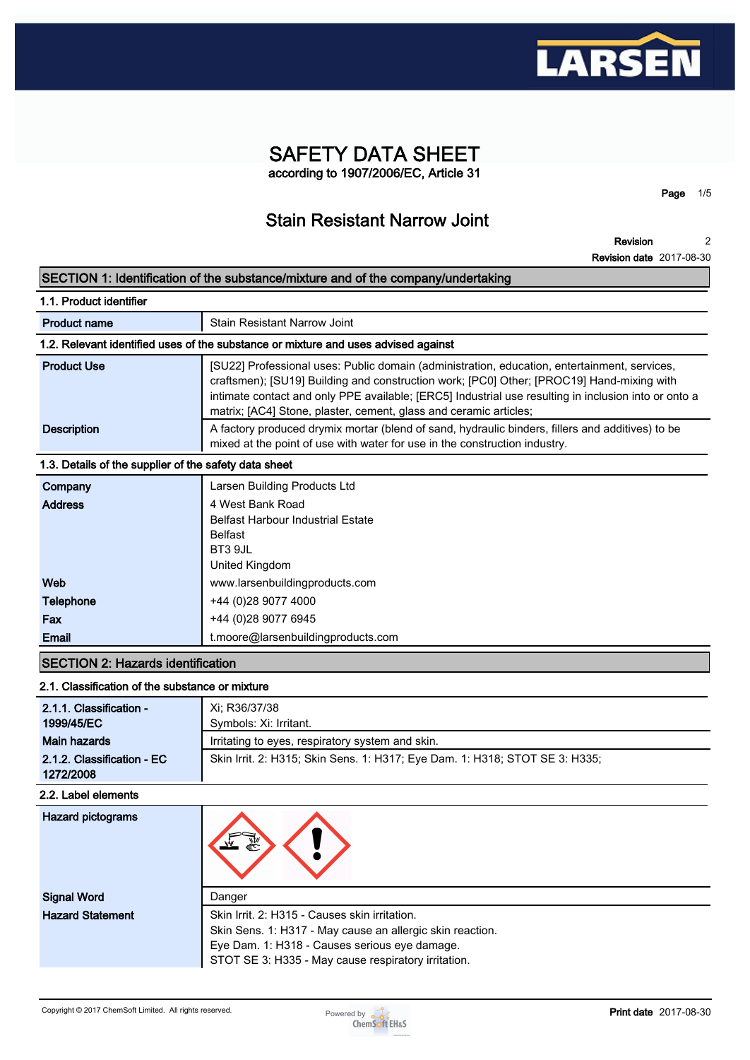# SAFETY DATA SHEET

according to 1907/2006/EC, Article 31

## Stain Resistant Narrow Joint

**Revision** 2
**Revision date** 2017-08-30

## SECTION 1: Identification of the substance/mixture and of the company/undertaking

### 1.1. Product identifier

| | |
|---|---|
| **Product name** | Stain Resistant Narrow Joint |

### 1.2. Relevant identified uses of the substance or mixture and uses advised against

| | |
|---|---|
| **Product Use** | [SU22] Professional uses: Public domain (administration, education, entertainment, services, craftsmen); [SU19] Building and construction work; [PC0] Other; [PROC19] Hand-mixing with intimate contact and only PPE available; [ERC5] Industrial use resulting in inclusion into or onto a matrix; [AC4] Stone, plaster, cement, glass and ceramic articles; |
| **Description** | A factory produced drymix mortar (blend of sand, hydraulic binders, fillers and additives) to be mixed at the point of use with water for use in the construction industry. |

### 1.3. Details of the supplier of the safety data sheet

| | |
|---|---|
| **Company** | Larsen Building Products Ltd |
| **Address** | 4 West Bank Road<br>Belfast Harbour Industrial Estate<br>Belfast<br>BT3 9JL<br>United Kingdom |
| **Web** | www.larsenbuildingproducts.com |
| **Telephone** | +44 (0)28 9077 4000 |
| **Fax** | +44 (0)28 9077 6945 |
| **Email** | t.moore@larsenbuildingproducts.com |

## SECTION 2: Hazards identification

### 2.1. Classification of the substance or mixture

| | |
|---|---|
| **2.1.1. Classification - 1999/45/EC** | Xi; R36/37/38<br>Symbols: Xi: Irritant. |
| **Main hazards** | Irritating to eyes, respiratory system and skin. |
| **2.1.2. Classification - EC 1272/2008** | Skin Irrit. 2: H315; Skin Sens. 1: H317; Eye Dam. 1: H318; STOT SE 3: H335; |

### 2.2. Label elements

| | |
|---|---|
| **Hazard pictograms** | |
| **Signal Word** | Danger |
| **Hazard Statement** | Skin Irrit. 2: H315 - Causes skin irritation.<br>Skin Sens. 1: H317 - May cause an allergic skin reaction.<br>Eye Dam. 1: H318 - Causes serious eye damage.<br>STOT SE 3: H335 - May cause respiratory irritation. |

Copyright © 2017 ChemSoft Limited. All rights reserved.

**Print date** 2017-08-30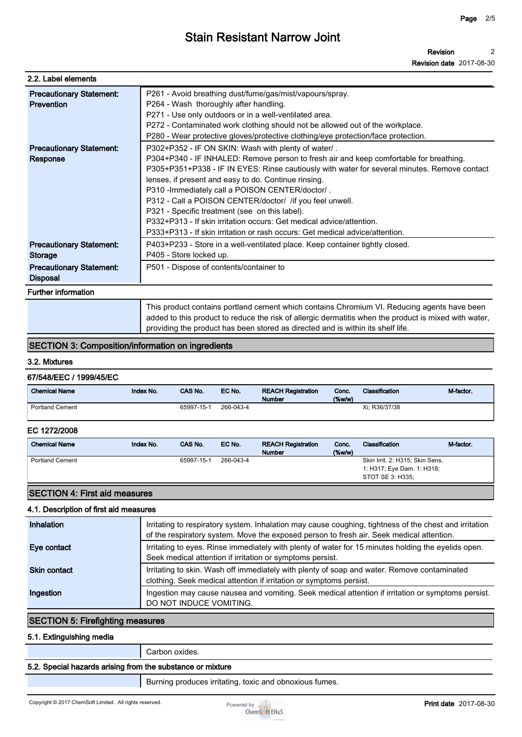### 2.2. Label elements

| | |
|---|---|
| **Precautionary Statement: Prevention** | P261 - Avoid breathing dust/fume/gas/mist/vapours/spray.<br>P264 - Wash thoroughly after handling.<br>P271 - Use only outdoors or in a well-ventilated area.<br>P272 - Contaminated work clothing should not be allowed out of the workplace.<br>P280 - Wear protective gloves/protective clothing/eye protection/face protection. |
| **Precautionary Statement: Response** | P302+P352 - IF ON SKIN: Wash with plenty of water/ .<br>P304+P340 - IF INHALED: Remove person to fresh air and keep comfortable for breathing.<br>P305+P351+P338 - IF IN EYES: Rinse cautiously with water for several minutes. Remove contact lenses, if present and easy to do. Continue rinsing.<br>P310 -Immediately call a POISON CENTER/doctor/ .<br>P312 - Call a POISON CENTER/doctor/ /if you feel unwell.<br>P321 - Specific treatment (see on this label).<br>P332+P313 - If skin irritation occurs: Get medical advice/attention.<br>P333+P313 - If skin irritation or rash occurs: Get medical advice/attention. |
| **Precautionary Statement: Storage** | P403+P233 - Store in a well-ventilated place. Keep container tightly closed.<br>P405 - Store locked up. |
| **Precautionary Statement: Disposal** | P501 - Dispose of contents/container to |

**Further information**

This product contains portland cement which contains Chromium VI. Reducing agents have been added to this product to reduce the risk of allergic dermatitis when the product is mixed with water, providing the product has been stored as directed and is within its shelf life.

## SECTION 3: Composition/information on ingredients

### 3.2. Mixtures

**67/548/EEC / 1999/45/EC**

| Chemical Name | Index No. | CAS No. | EC No. | REACH Registration Number | Conc. (%w/w) | Classification | M-factor. |
|---|---|---|---|---|---|---|---|
| Portland Cement | | 65997-15-1 | 266-043-4 | | | Xi; R36/37/38 | |

**EC 1272/2008**

| Chemical Name | Index No. | CAS No. | EC No. | REACH Registration Number | Conc. (%w/w) | Classification | M-factor. |
|---|---|---|---|---|---|---|---|
| Portland Cement | | 65997-15-1 | 266-043-4 | | | Skin Irrit. 2: H315; Skin Sens. 1: H317; Eye Dam. 1: H318; STOT SE 3: H335; | |

## SECTION 4: First aid measures

### 4.1. Description of first aid measures

| | |
|---|---|
| **Inhalation** | Irritating to respiratory system. Inhalation may cause coughing, tightness of the chest and irritation of the respiratory system. Move the exposed person to fresh air. Seek medical attention. |
| **Eye contact** | Irritating to eyes. Rinse immediately with plenty of water for 15 minutes holding the eyelids open. Seek medical attention if irritation or symptoms persist. |
| **Skin contact** | Irritating to skin. Wash off immediately with plenty of soap and water. Remove contaminated clothing. Seek medical attention if irritation or symptoms persist. |
| **Ingestion** | Ingestion may cause nausea and vomiting. Seek medical attention if irritation or symptoms persist. DO NOT INDUCE VOMITING. |

## SECTION 5: Firefighting measures

### 5.1. Extinguishing media

Carbon oxides.

### 5.2. Special hazards arising from the substance or mixture

Burning produces irritating, toxic and obnoxious fumes.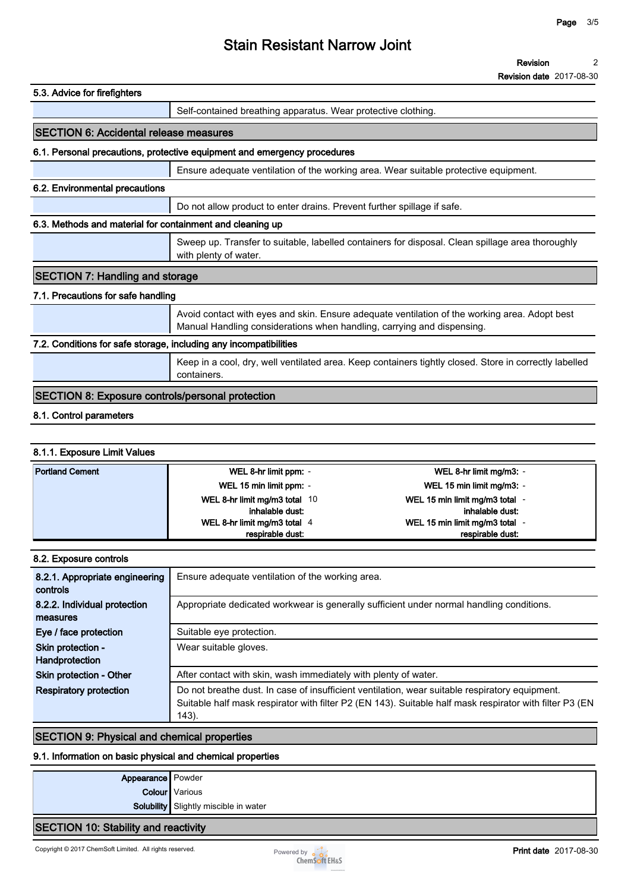# Stain Resistant Narrow Joint

**Revision** 2
**Revision date** 2017-08-30

### 5.3. Advice for firefighters

Self-contained breathing apparatus. Wear protective clothing.

## SECTION 6: Accidental release measures

### 6.1. Personal precautions, protective equipment and emergency procedures

Ensure adequate ventilation of the working area. Wear suitable protective equipment.

### 6.2. Environmental precautions

Do not allow product to enter drains. Prevent further spillage if safe.

### 6.3. Methods and material for containment and cleaning up

Sweep up. Transfer to suitable, labelled containers for disposal. Clean spillage area thoroughly with plenty of water.

## SECTION 7: Handling and storage

### 7.1. Precautions for safe handling

Avoid contact with eyes and skin. Ensure adequate ventilation of the working area. Adopt best Manual Handling considerations when handling, carrying and dispensing.

### 7.2. Conditions for safe storage, including any incompatibilities

Keep in a cool, dry, well ventilated area. Keep containers tightly closed. Store in correctly labelled containers.

## SECTION 8: Exposure controls/personal protection

### 8.1. Control parameters

#### 8.1.1. Exposure Limit Values

| | | | | |
|---|---|---|---|---|
| **Portland Cement** | **WEL 8-hr limit ppm:** | - | **WEL 8-hr limit mg/m3:** | - |
| | **WEL 15 min limit ppm:** | - | **WEL 15 min limit mg/m3:** | - |
| | **WEL 8-hr limit mg/m3 total inhalable dust:** | 10 | **WEL 15 min limit mg/m3 total inhalable dust:** | - |
| | **WEL 8-hr limit mg/m3 total respirable dust:** | 4 | **WEL 15 min limit mg/m3 total respirable dust:** | - |

### 8.2. Exposure controls

| | |
|---|---|
| **8.2.1. Appropriate engineering controls** | Ensure adequate ventilation of the working area. |
| **8.2.2. Individual protection measures** | Appropriate dedicated workwear is generally sufficient under normal handling conditions. |
| **Eye / face protection** | Suitable eye protection. |
| **Skin protection - Handprotection** | Wear suitable gloves. |
| **Skin protection - Other** | After contact with skin, wash immediately with plenty of water. |
| **Respiratory protection** | Do not breathe dust. In case of insufficient ventilation, wear suitable respiratory equipment. Suitable half mask respirator with filter P2 (EN 143). Suitable half mask respirator with filter P3 (EN 143). |

## SECTION 9: Physical and chemical properties

### 9.1. Information on basic physical and chemical properties

| | |
|---|---|
| **Appearance** | Powder |
| **Colour** | Various |
| **Solubility** | Slightly miscible in water |

## SECTION 10: Stability and reactivity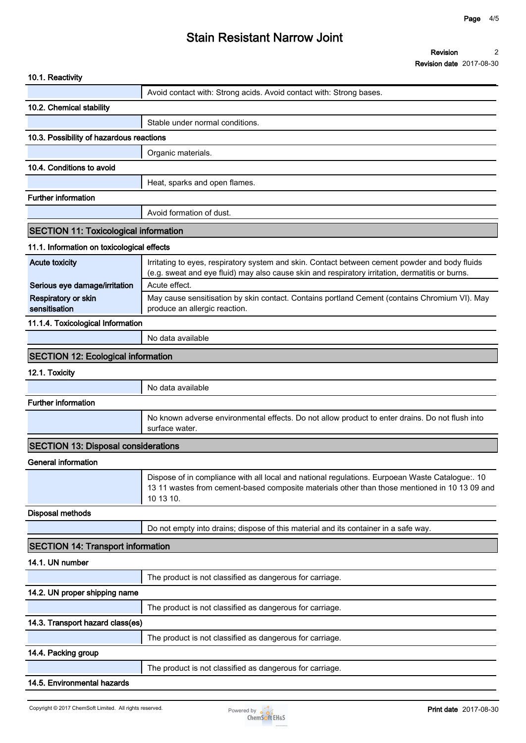### 10.1. Reactivity

| | |
|---|---|
| | Avoid contact with: Strong acids. Avoid contact with: Strong bases. |

### 10.2. Chemical stability

| | |
|---|---|
| | Stable under normal conditions. |

### 10.3. Possibility of hazardous reactions

| | |
|---|---|
| | Organic materials. |

### 10.4. Conditions to avoid

| | |
|---|---|
| | Heat, sparks and open flames. |

### Further information

| | |
|---|---|
| | Avoid formation of dust. |

## SECTION 11: Toxicological information

### 11.1. Information on toxicological effects

| | |
|---|---|
| **Acute toxicity** | Irritating to eyes, respiratory system and skin. Contact between cement powder and body fluids (e.g. sweat and eye fluid) may also cause skin and respiratory irritation, dermatitis or burns. |
| **Serious eye damage/irritation** | Acute effect. |
| **Respiratory or skin sensitisation** | May cause sensitisation by skin contact. Contains portland Cement (contains Chromium VI). May produce an allergic reaction. |

### 11.1.4. Toxicological Information

| | |
|---|---|
| | No data available |

## SECTION 12: Ecological information

### 12.1. Toxicity

| | |
|---|---|
| | No data available |

### Further information

| | |
|---|---|
| | No known adverse environmental effects. Do not allow product to enter drains. Do not flush into surface water. |

## SECTION 13: Disposal considerations

### General information

| | |
|---|---|
| | Dispose of in compliance with all local and national regulations. Eurpoean Waste Catalogue:. 10 13 11 wastes from cement-based composite materials other than those mentioned in 10 13 09 and 10 13 10. |

### Disposal methods

| | |
|---|---|
| | Do not empty into drains; dispose of this material and its container in a safe way. |

## SECTION 14: Transport information

### 14.1. UN number

| | |
|---|---|
| | The product is not classified as dangerous for carriage. |

### 14.2. UN proper shipping name

| | |
|---|---|
| | The product is not classified as dangerous for carriage. |

### 14.3. Transport hazard class(es)

| | |
|---|---|
| | The product is not classified as dangerous for carriage. |

### 14.4. Packing group

| | |
|---|---|
| | The product is not classified as dangerous for carriage. |

### 14.5. Environmental hazards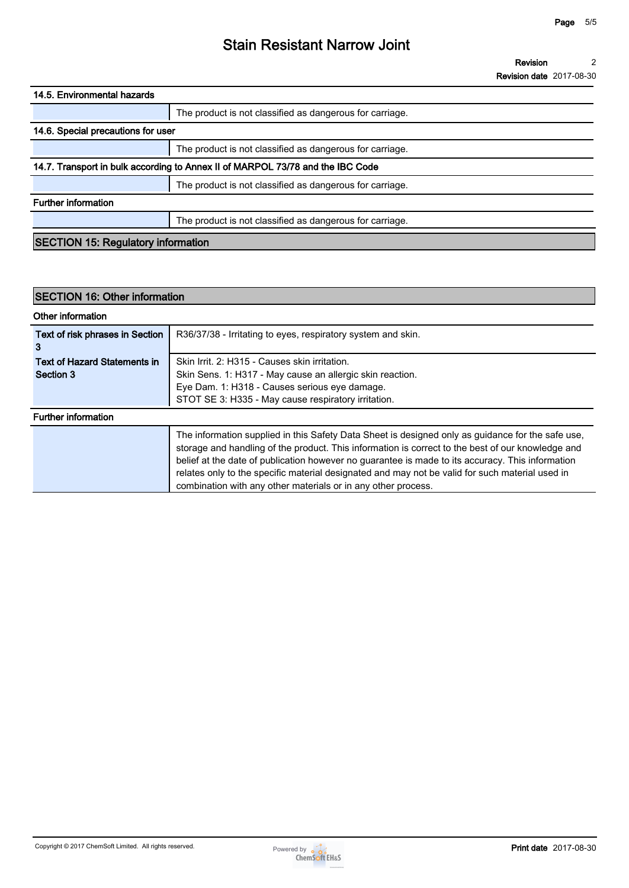### 14.5. Environmental hazards

| | |
|---|---|
| | The product is not classified as dangerous for carriage. |

### 14.6. Special precautions for user

| | |
|---|---|
| | The product is not classified as dangerous for carriage. |

### 14.7. Transport in bulk according to Annex II of MARPOL 73/78 and the IBC Code

| | |
|---|---|
| | The product is not classified as dangerous for carriage. |

### Further information

| | |
|---|---|
| | The product is not classified as dangerous for carriage. |

## SECTION 15: Regulatory information

## SECTION 16: Other information

### Other information

| | |
|---|---|
| **Text of risk phrases in Section 3** | R36/37/38 - Irritating to eyes, respiratory system and skin. |
| **Text of Hazard Statements in Section 3** | Skin Irrit. 2: H315 - Causes skin irritation.<br>Skin Sens. 1: H317 - May cause an allergic skin reaction.<br>Eye Dam. 1: H318 - Causes serious eye damage.<br>STOT SE 3: H335 - May cause respiratory irritation. |

### Further information

| | |
|---|---|
| | The information supplied in this Safety Data Sheet is designed only as guidance for the safe use, storage and handling of the product. This information is correct to the best of our knowledge and belief at the date of publication however no guarantee is made to its accuracy. This information relates only to the specific material designated and may not be valid for such material used in combination with any other materials or in any other process. |